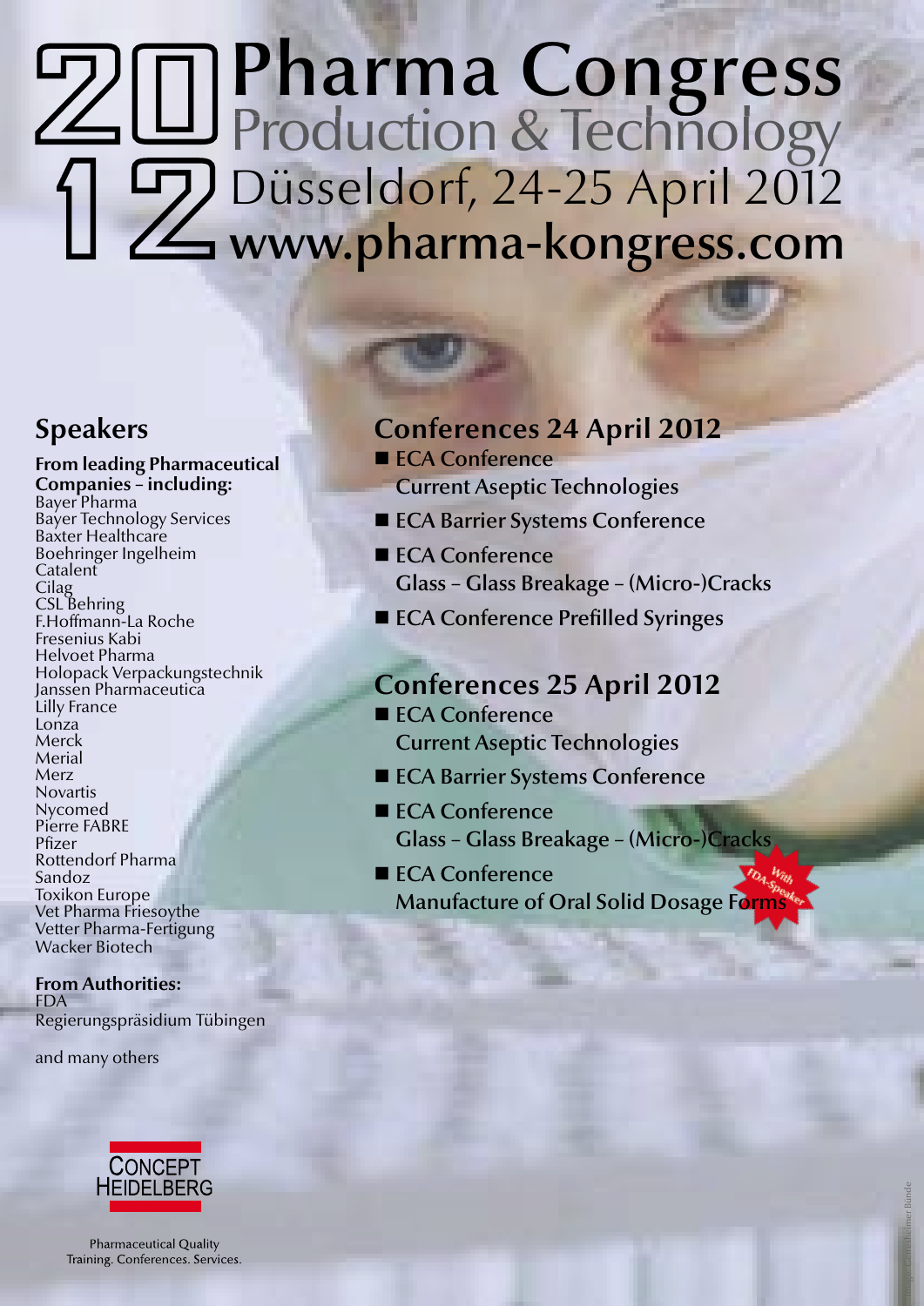# 2012 Pharma Congress

## Production & Technology

Düsseldorf, 24-25 April 2012

**www.pharma-kongress.com**

## Speakers

**From leading Pharmaceutical Companies – including:**

Bayer Pharma
Bayer Technology Services
Baxter Healthcare
Boehringer Ingelheim
Catalent
Cilag
CSL Behring
F.Hoffmann-La Roche
Fresenius Kabi
Helvoet Pharma
Holopack Verpackungstechnik
Janssen Pharmaceutica
Lilly France
Lonza
Merck
Merial
Merz
Novartis
Nycomed
Pierre FABRE
Pfizer
Rottendorf Pharma
Sandoz
Toxikon Europe
Vet Pharma Friesoythe
Vetter Pharma-Fertigung
Wacker Biotech

**From Authorities:**

FDA
Regierungspräsidium Tübingen

and many others

## Conferences 24 April 2012

- ECA Conference Current Aseptic Technologies
- ECA Barrier Systems Conference
- ECA Conference Glass – Glass Breakage – (Micro-)Cracks
- ECA Conference Prefilled Syringes

## Conferences 25 April 2012

- ECA Conference Current Aseptic Technologies
- ECA Barrier Systems Conference
- ECA Conference Glass – Glass Breakage – (Micro-)Cracks
- ECA Conference Manufacture of Oral Solid Dosage Forms (With FDA-Speaker)

CONCEPT HEIDELBERG

Pharmaceutical Quality
Training. Conferences. Services.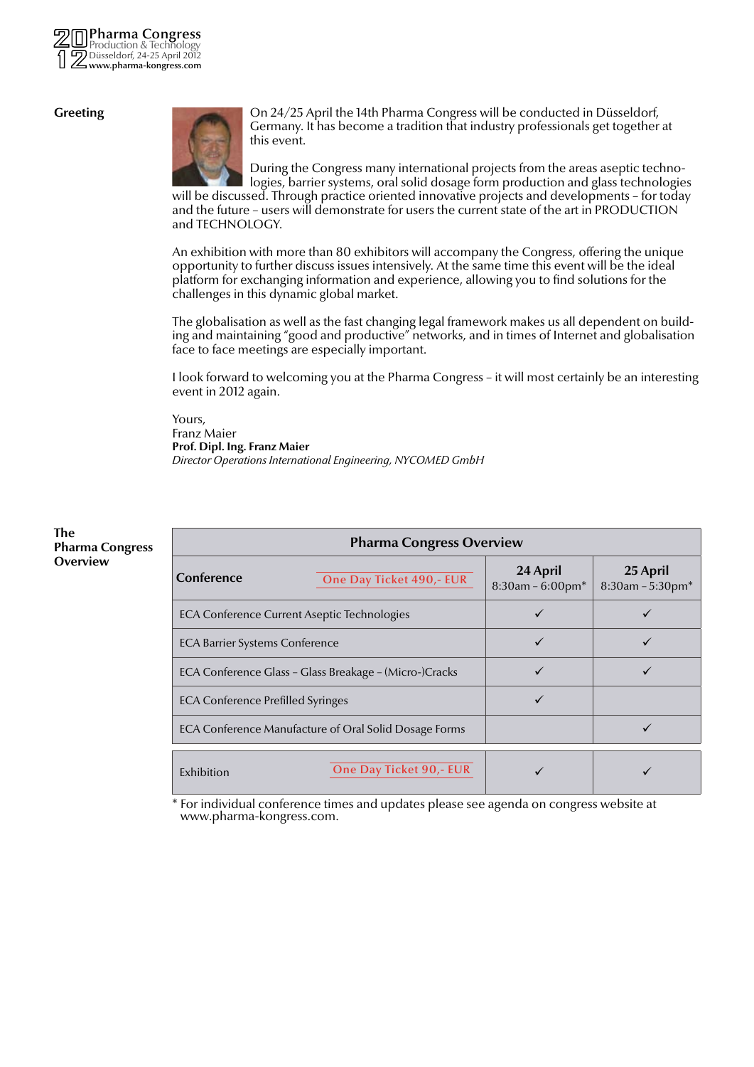## Greeting

On 24/25 April the 14th Pharma Congress will be conducted in Düsseldorf, Germany. It has become a tradition that industry professionals get together at this event.

During the Congress many international projects from the areas aseptic technologies, barrier systems, oral solid dosage form production and glass technologies will be discussed. Through practice oriented innovative projects and developments – for today and the future – users will demonstrate for users the current state of the art in PRODUCTION and TECHNOLOGY.

An exhibition with more than 80 exhibitors will accompany the Congress, offering the unique opportunity to further discuss issues intensively. At the same time this event will be the ideal platform for exchanging information and experience, allowing you to find solutions for the challenges in this dynamic global market.

The globalisation as well as the fast changing legal framework makes us all dependent on building and maintaining "good and productive" networks, and in times of Internet and globalisation face to face meetings are especially important.

I look forward to welcoming you at the Pharma Congress – it will most certainly be an interesting event in 2012 again.

Yours,
Franz Maier
**Prof. Dipl. Ing. Franz Maier**
*Director Operations International Engineering, NYCOMED GmbH*

## The Pharma Congress Overview

| Pharma Congress Overview | | | |
|---|---|---|---|
| **Conference** | One Day Ticket 490,- EUR | **24 April** 8:30am – 6:00pm* | **25 April** 8:30am – 5:30pm* |
| ECA Conference Current Aseptic Technologies | | ✓ | ✓ |
| ECA Barrier Systems Conference | | ✓ | ✓ |
| ECA Conference Glass – Glass Breakage – (Micro-)Cracks | | ✓ | ✓ |
| ECA Conference Prefilled Syringes | | ✓ | |
| ECA Conference Manufacture of Oral Solid Dosage Forms | | | ✓ |
| Exhibition | One Day Ticket 90,- EUR | ✓ | ✓ |

\* For individual conference times and updates please see agenda on congress website at www.pharma-kongress.com.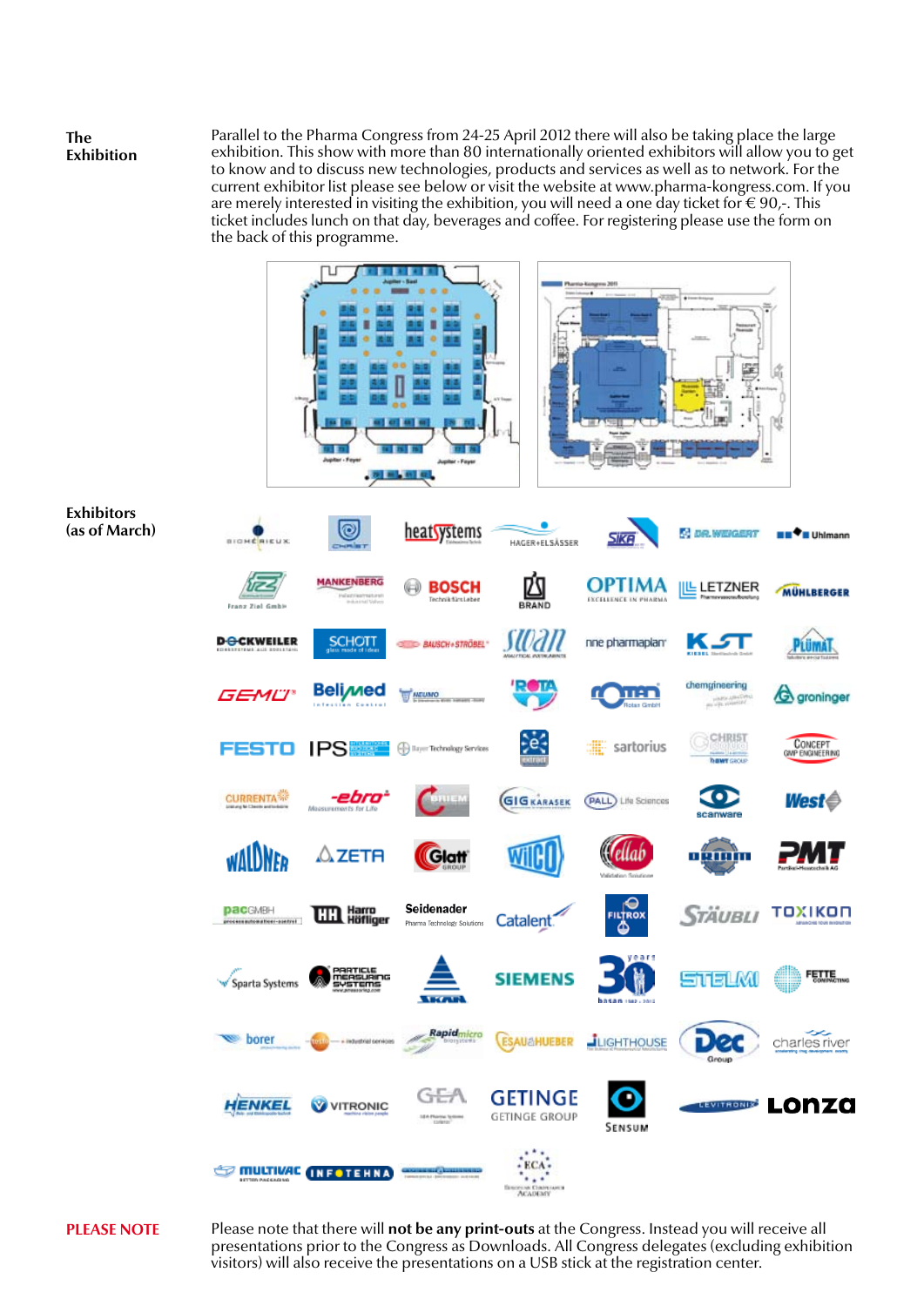## The Exhibition

Parallel to the Pharma Congress from 24-25 April 2012 there will also be taking place the large exhibition. This show with more than 80 internationally oriented exhibitors will allow you to get to know and to discuss new technologies, products and services as well as to network. For the current exhibitor list please see below or visit the website at www.pharma-kongress.com. If you are merely interested in visiting the exhibition, you will need a one day ticket for € 90,-. This ticket includes lunch on that day, beverages and coffee. For registering please use the form on the back of this programme.

## Exhibitors (as of March)

## PLEASE NOTE

Please note that there will **not be any print-outs** at the Congress. Instead you will receive all presentations prior to the Congress as Downloads. All Congress delegates (excluding exhibition visitors) will also receive the presentations on a USB stick at the registration center.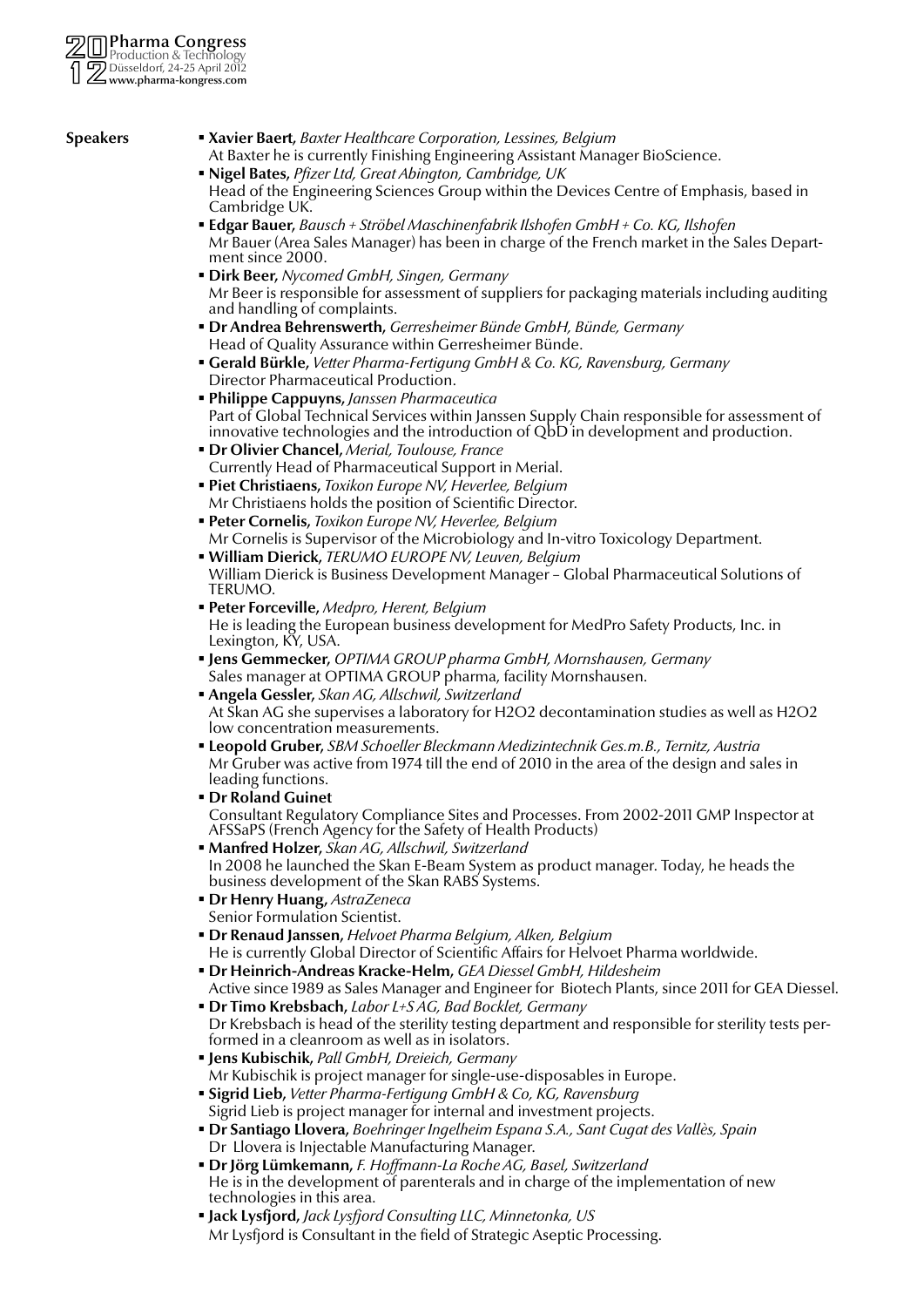## Speakers

- **Xavier Baert,** *Baxter Healthcare Corporation, Lessines, Belgium*
  At Baxter he is currently Finishing Engineering Assistant Manager BioScience.
- **Nigel Bates,** *Pfizer Ltd, Great Abington, Cambridge, UK*
  Head of the Engineering Sciences Group within the Devices Centre of Emphasis, based in Cambridge UK.
- **Edgar Bauer,** *Bausch + Ströbel Maschinenfabrik Ilshofen GmbH + Co. KG, Ilshofen*
  Mr Bauer (Area Sales Manager) has been in charge of the French market in the Sales Department since 2000.
- **Dirk Beer,** *Nycomed GmbH, Singen, Germany*
  Mr Beer is responsible for assessment of suppliers for packaging materials including auditing and handling of complaints.
- **Dr Andrea Behrenswerth,** *Gerresheimer Bünde GmbH, Bünde, Germany*
  Head of Quality Assurance within Gerresheimer Bünde.
- **Gerald Bürkle,** *Vetter Pharma-Fertigung GmbH & Co. KG, Ravensburg, Germany*
  Director Pharmaceutical Production.
- **Philippe Cappuyns,** *Janssen Pharmaceutica*
  Part of Global Technical Services within Janssen Supply Chain responsible for assessment of innovative technologies and the introduction of QbD in development and production.
- **Dr Olivier Chancel,** *Merial, Toulouse, France*
  Currently Head of Pharmaceutical Support in Merial.
- **Piet Christiaens,** *Toxikon Europe NV, Heverlee, Belgium*
  Mr Christiaens holds the position of Scientific Director.
- **Peter Cornelis,** *Toxikon Europe NV, Heverlee, Belgium*
  Mr Cornelis is Supervisor of the Microbiology and In-vitro Toxicology Department.
- **William Dierick,** *TERUMO EUROPE NV, Leuven, Belgium*
  William Dierick is Business Development Manager – Global Pharmaceutical Solutions of TERUMO.
- **Peter Forceville,** *Medpro, Herent, Belgium*
  He is leading the European business development for MedPro Safety Products, Inc. in Lexington, KY, USA.
- **Jens Gemmecker,** *OPTIMA GROUP pharma GmbH, Mornshausen, Germany*
  Sales manager at OPTIMA GROUP pharma, facility Mornshausen.
- **Angela Gessler,** *Skan AG, Allschwil, Switzerland*
  At Skan AG she supervises a laboratory for H2O2 decontamination studies as well as H2O2 low concentration measurements.
- **Leopold Gruber,** *SBM Schoeller Bleckmann Medizintechnik Ges.m.B., Ternitz, Austria*
  Mr Gruber was active from 1974 till the end of 2010 in the area of the design and sales in leading functions.
- **Dr Roland Guinet**
  Consultant Regulatory Compliance Sites and Processes. From 2002-2011 GMP Inspector at AFSSaPS (French Agency for the Safety of Health Products)
- **Manfred Holzer,** *Skan AG, Allschwil, Switzerland*
  In 2008 he launched the Skan E-Beam System as product manager. Today, he heads the business development of the Skan RABS Systems.
- **Dr Henry Huang,** *AstraZeneca*
  Senior Formulation Scientist.
- **Dr Renaud Janssen,** *Helvoet Pharma Belgium, Alken, Belgium*
  He is currently Global Director of Scientific Affairs for Helvoet Pharma worldwide.
- **Dr Heinrich-Andreas Kracke-Helm,** *GEA Diessel GmbH, Hildesheim*
  Active since 1989 as Sales Manager and Engineer for Biotech Plants, since 2011 for GEA Diessel.
- **Dr Timo Krebsbach,** *Labor L+S AG, Bad Bocklet, Germany*
  Dr Krebsbach is head of the sterility testing department and responsible for sterility tests performed in a cleanroom as well as in isolators.
- **Jens Kubischik,** *Pall GmbH, Dreieich, Germany*
  Mr Kubischik is project manager for single-use-disposables in Europe.
- **Sigrid Lieb,** *Vetter Pharma-Fertigung GmbH & Co, KG, Ravensburg*
  Sigrid Lieb is project manager for internal and investment projects.
- **Dr Santiago Llovera,** *Boehringer Ingelheim Espana S.A., Sant Cugat des Vallès, Spain*
  Dr Llovera is Injectable Manufacturing Manager.
- **Dr Jörg Lümkemann,** *F. Hoffmann-La Roche AG, Basel, Switzerland*
  He is in the development of parenterals and in charge of the implementation of new technologies in this area.
- **Jack Lysfjord,** *Jack Lysfjord Consulting LLC, Minnetonka, US*
  Mr Lysfjord is Consultant in the field of Strategic Aseptic Processing.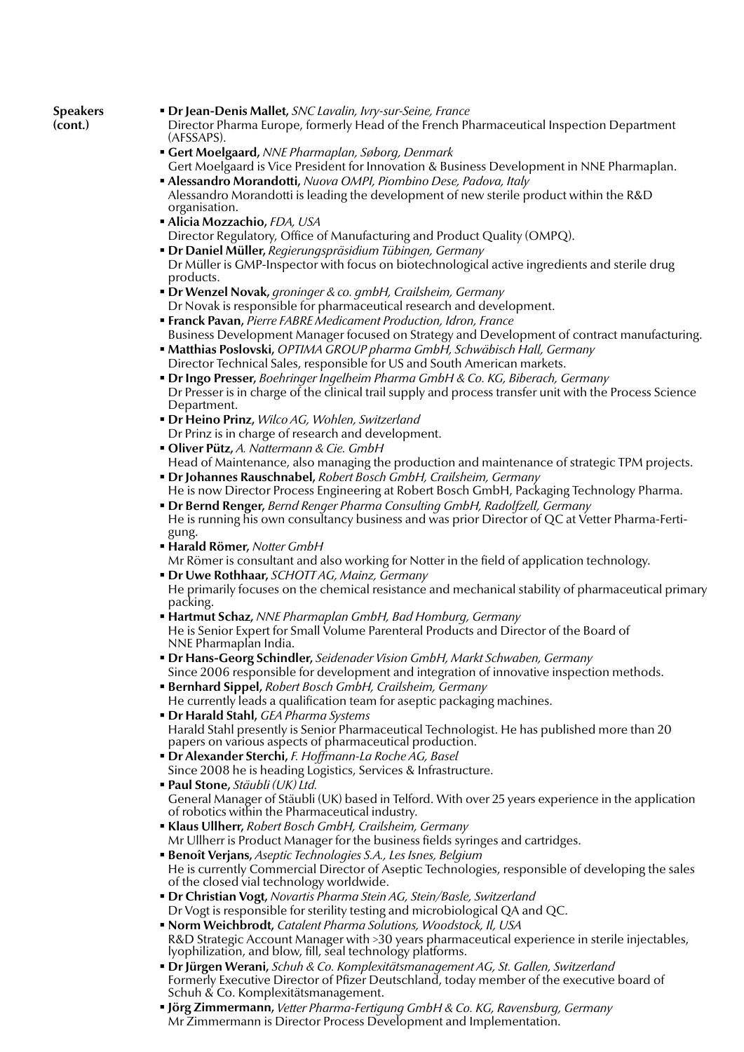**Speakers (cont.)**

- **Dr Jean-Denis Mallet,** *SNC Lavalin, Ivry-sur-Seine, France*
  Director Pharma Europe, formerly Head of the French Pharmaceutical Inspection Department (AFSSAPS).
- **Gert Moelgaard,** *NNE Pharmaplan, Søborg, Denmark*
  Gert Moelgaard is Vice President for Innovation & Business Development in NNE Pharmaplan.
- **Alessandro Morandotti,** *Nuova OMPI, Piombino Dese, Padova, Italy*
  Alessandro Morandotti is leading the development of new sterile product within the R&D organisation.
- **Alicia Mozzachio,** *FDA, USA*
  Director Regulatory, Office of Manufacturing and Product Quality (OMPQ).
- **Dr Daniel Müller,** *Regierungspräsidium Tübingen, Germany*
  Dr Müller is GMP-Inspector with focus on biotechnological active ingredients and sterile drug products.
- **Dr Wenzel Novak,** *groninger & co. gmbH, Crailsheim, Germany*
  Dr Novak is responsible for pharmaceutical research and development.
- **Franck Pavan,** *Pierre FABRE Medicament Production, Idron, France*
  Business Development Manager focused on Strategy and Development of contract manufacturing.
- **Matthias Poslovski,** *OPTIMA GROUP pharma GmbH, Schwäbisch Hall, Germany*
  Director Technical Sales, responsible for US and South American markets.
- **Dr Ingo Presser,** *Boehringer Ingelheim Pharma GmbH & Co. KG, Biberach, Germany*
  Dr Presser is in charge of the clinical trail supply and process transfer unit with the Process Science Department.
- **Dr Heino Prinz,** *Wilco AG, Wohlen, Switzerland*
  Dr Prinz is in charge of research and development.
- **Oliver Pütz,** *A. Nattermann & Cie. GmbH*
  Head of Maintenance, also managing the production and maintenance of strategic TPM projects.
- **Dr Johannes Rauschnabel,** *Robert Bosch GmbH, Crailsheim, Germany*
  He is now Director Process Engineering at Robert Bosch GmbH, Packaging Technology Pharma.
- **Dr Bernd Renger,** *Bernd Renger Pharma Consulting GmbH, Radolfzell, Germany*
  He is running his own consultancy business and was prior Director of QC at Vetter Pharma-Fertigung.
- **Harald Römer,** *Notter GmbH*
  Mr Römer is consultant and also working for Notter in the field of application technology.
- **Dr Uwe Rothhaar,** *SCHOTT AG, Mainz, Germany*
  He primarily focuses on the chemical resistance and mechanical stability of pharmaceutical primary packing.
- **Hartmut Schaz,** *NNE Pharmaplan GmbH, Bad Homburg, Germany*
  He is Senior Expert for Small Volume Parenteral Products and Director of the Board of NNE Pharmaplan India.
- **Dr Hans-Georg Schindler,** *Seidenader Vision GmbH, Markt Schwaben, Germany*
  Since 2006 responsible for development and integration of innovative inspection methods.
- **Bernhard Sippel,** *Robert Bosch GmbH, Crailsheim, Germany*
  He currently leads a qualification team for aseptic packaging machines.
- **Dr Harald Stahl,** *GEA Pharma Systems*
  Harald Stahl presently is Senior Pharmaceutical Technologist. He has published more than 20 papers on various aspects of pharmaceutical production.
- **Dr Alexander Sterchi,** *F. Hoffmann-La Roche AG, Basel*
  Since 2008 he is heading Logistics, Services & Infrastructure.
- **Paul Stone,** *Stäubli (UK) Ltd.*
  General Manager of Stäubli (UK) based in Telford. With over 25 years experience in the application of robotics within the Pharmaceutical industry.
- **Klaus Ullherr,** *Robert Bosch GmbH, Crailsheim, Germany*
  Mr Ullherr is Product Manager for the business fields syringes and cartridges.
- **Benoît Verjans,** *Aseptic Technologies S.A., Les Isnes, Belgium*
  He is currently Commercial Director of Aseptic Technologies, responsible of developing the sales of the closed vial technology worldwide.
- **Dr Christian Vogt,** *Novartis Pharma Stein AG, Stein/Basle, Switzerland*
  Dr Vogt is responsible for sterility testing and microbiological QA and QC.
- **Norm Weichbrodt,** *Catalent Pharma Solutions, Woodstock, Il, USA*
  R&D Strategic Account Manager with >30 years pharmaceutical experience in sterile injectables, lyophilization, and blow, fill, seal technology platforms.
- **Dr Jürgen Werani,** *Schuh & Co. Komplexitätsmanagement AG, St. Gallen, Switzerland*
  Formerly Executive Director of Pfizer Deutschland, today member of the executive board of Schuh & Co. Komplexitätsmanagement.
- **Jörg Zimmermann,** *Vetter Pharma-Fertigung GmbH & Co. KG, Ravensburg, Germany*
  Mr Zimmermann is Director Process Development and Implementation.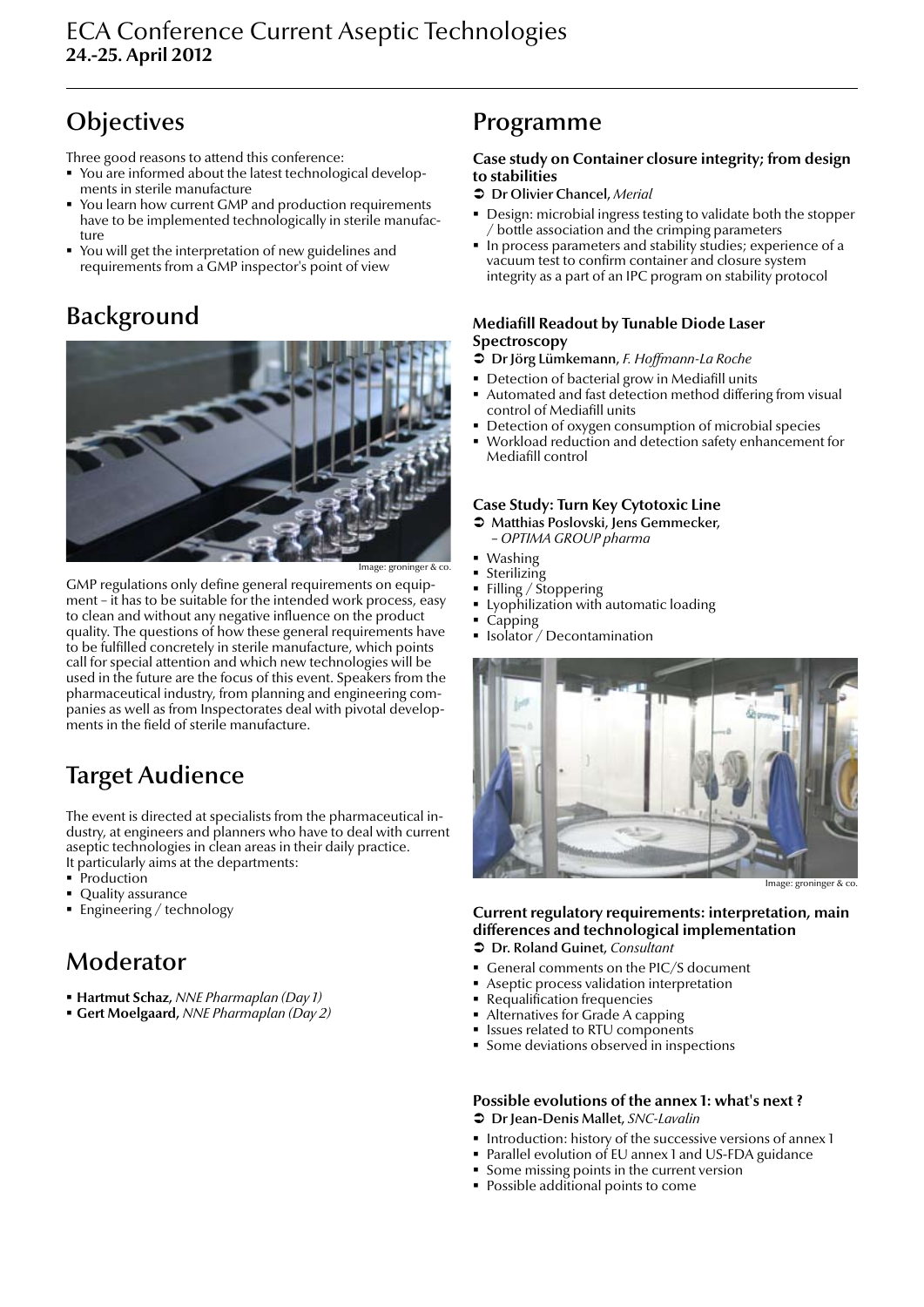# ECA Conference Current Aseptic Technologies
**24.-25. April 2012**

## Objectives

Three good reasons to attend this conference:

- You are informed about the latest technological developments in sterile manufacture
- You learn how current GMP and production requirements have to be implemented technologically in sterile manufacture
- You will get the interpretation of new guidelines and requirements from a GMP inspector's point of view

## Background

Image: groninger & co.

GMP regulations only define general requirements on equipment – it has to be suitable for the intended work process, easy to clean and without any negative influence on the product quality. The questions of how these general requirements have to be fulfilled concretely in sterile manufacture, which points call for special attention and which new technologies will be used in the future are the focus of this event. Speakers from the pharmaceutical industry, from planning and engineering companies as well as from Inspectorates deal with pivotal developments in the field of sterile manufacture.

## Target Audience

The event is directed at specialists from the pharmaceutical industry, at engineers and planners who have to deal with current aseptic technologies in clean areas in their daily practice.
It particularly aims at the departments:

- Production
- Quality assurance
- Engineering / technology

## Moderator

- **Hartmut Schaz,** *NNE Pharmaplan (Day 1)*
- **Gert Moelgaard,** *NNE Pharmaplan (Day 2)*

## Programme

**Case study on Container closure integrity; from design to stabilities**

➲ **Dr Olivier Chancel,** *Merial*

- Design: microbial ingress testing to validate both the stopper / bottle association and the crimping parameters
- In process parameters and stability studies; experience of a vacuum test to confirm container and closure system integrity as a part of an IPC program on stability protocol

**Mediafill Readout by Tunable Diode Laser Spectroscopy**

➲ **Dr Jörg Lümkemann,** *F. Hoffmann-La Roche*

- Detection of bacterial grow in Mediafill units
- Automated and fast detection method differing from visual control of Mediafill units
- Detection of oxygen consumption of microbial species
- Workload reduction and detection safety enhancement for Mediafill control

**Case Study: Turn Key Cytotoxic Line**

➲ **Matthias Poslovski, Jens Gemmecker,** *– OPTIMA GROUP pharma*

- Washing
- Sterilizing
- Filling / Stoppering
- Lyophilization with automatic loading
- Capping
- Isolator / Decontamination

Image: groninger & co.

**Current regulatory requirements: interpretation, main differences and technological implementation**

➲ **Dr. Roland Guinet,** *Consultant*

- General comments on the PIC/S document
- Aseptic process validation interpretation
- Requalification frequencies
- Alternatives for Grade A capping
- Issues related to RTU components
- Some deviations observed in inspections

**Possible evolutions of the annex 1: what's next ?**

➲ **Dr Jean-Denis Mallet,** *SNC-Lavalin*

- Introduction: history of the successive versions of annex 1
- Parallel evolution of EU annex 1 and US-FDA guidance
- Some missing points in the current version
- Possible additional points to come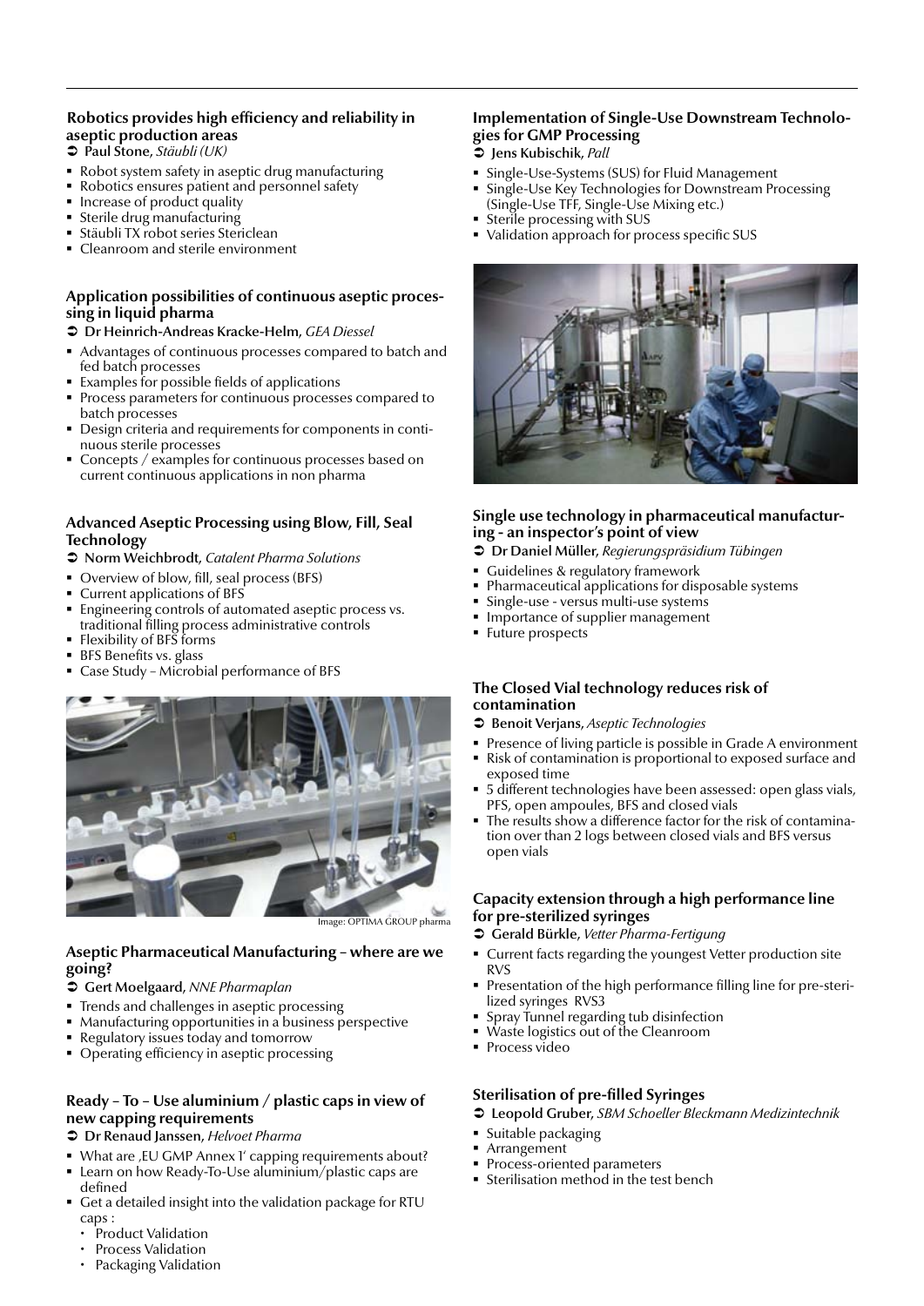### Robotics provides high efficiency and reliability in aseptic production areas

➲ **Paul Stone**, *Stäubli (UK)*

- Robot system safety in aseptic drug manufacturing
- Robotics ensures patient and personnel safety
- Increase of product quality
- Sterile drug manufacturing
- Stäubli TX robot series Stericlean
- Cleanroom and sterile environment

### Application possibilities of continuous aseptic processing in liquid pharma

➲ **Dr Heinrich-Andreas Kracke-Helm**, *GEA Diessel*

- Advantages of continuous processes compared to batch and fed batch processes
- Examples for possible fields of applications
- Process parameters for continuous processes compared to batch processes
- Design criteria and requirements for components in continuous sterile processes
- Concepts / examples for continuous processes based on current continuous applications in non pharma

### Advanced Aseptic Processing using Blow, Fill, Seal Technology

➲ **Norm Weichbrodt**, *Catalent Pharma Solutions*

- Overview of blow, fill, seal process (BFS)
- Current applications of BFS
- Engineering controls of automated aseptic process vs. traditional filling process administrative controls
- Flexibility of BFS forms
- BFS Benefits vs. glass
- Case Study – Microbial performance of BFS

Image: OPTIMA GROUP pharma

### Aseptic Pharmaceutical Manufacturing – where are we going?

➲ **Gert Moelgaard**, *NNE Pharmaplan*

- Trends and challenges in aseptic processing
- Manufacturing opportunities in a business perspective
- Regulatory issues today and tomorrow
- Operating efficiency in aseptic processing

### Ready – To – Use aluminium / plastic caps in view of new capping requirements

➲ **Dr Renaud Janssen**, *Helvoet Pharma*

- What are ‚EU GMP Annex 1' capping requirements about?
- Learn on how Ready-To-Use aluminium/plastic caps are defined
- Get a detailed insight into the validation package for RTU caps :
  - Product Validation
  - Process Validation
  - Packaging Validation

### Implementation of Single-Use Downstream Technologies for GMP Processing

➲ **Jens Kubischik**, *Pall*

- Single-Use-Systems (SUS) for Fluid Management
- Single-Use Key Technologies for Downstream Processing (Single-Use TFF, Single-Use Mixing etc.)
- Sterile processing with SUS
- Validation approach for process specific SUS

### Single use technology in pharmaceutical manufacturing - an inspector's point of view

➲ **Dr Daniel Müller**, *Regierungspräsidium Tübingen*

- Guidelines & regulatory framework
- Pharmaceutical applications for disposable systems
- Single-use - versus multi-use systems
- Importance of supplier management
- Future prospects

### The Closed Vial technology reduces risk of contamination

➲ **Benoit Verjans**, *Aseptic Technologies*

- Presence of living particle is possible in Grade A environment
- Risk of contamination is proportional to exposed surface and exposed time
- 5 different technologies have been assessed: open glass vials, PFS, open ampoules, BFS and closed vials
- The results show a difference factor for the risk of contamination over than 2 logs between closed vials and BFS versus open vials

### Capacity extension through a high performance line for pre-sterilized syringes

➲ **Gerald Bürkle**, *Vetter Pharma-Fertigung*

- Current facts regarding the youngest Vetter production site RVS
- Presentation of the high performance filling line for pre-sterilized syringes RVS3
- Spray Tunnel regarding tub disinfection
- Waste logistics out of the Cleanroom
- Process video

### Sterilisation of pre-filled Syringes

➲ **Leopold Gruber**, *SBM Schoeller Bleckmann Medizintechnik*

- Suitable packaging
- Arrangement
- Process-oriented parameters
- Sterilisation method in the test bench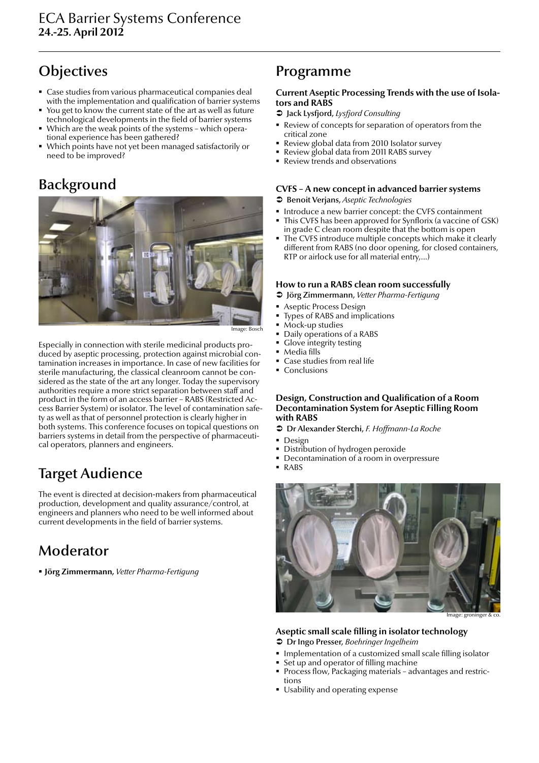# ECA Barrier Systems Conference
**24.-25. April 2012**

## Objectives

- Case studies from various pharmaceutical companies deal with the implementation and qualification of barrier systems
- You get to know the current state of the art as well as future technological developments in the field of barrier systems
- Which are the weak points of the systems – which operational experience has been gathered?
- Which points have not yet been managed satisfactorily or need to be improved?

## Background

Image: Bosch

Especially in connection with sterile medicinal products produced by aseptic processing, protection against microbial contamination increases in importance. In case of new facilities for sterile manufacturing, the classical cleanroom cannot be considered as the state of the art any longer. Today the supervisory authorities require a more strict separation between staff and product in the form of an access barrier – RABS (Restricted Access Barrier System) or isolator. The level of contamination safety as well as that of personnel protection is clearly higher in both systems. This conference focuses on topical questions on barriers systems in detail from the perspective of pharmaceutical operators, planners and engineers.

## Target Audience

The event is directed at decision-makers from pharmaceutical production, development and quality assurance/control, at engineers and planners who need to be well informed about current developments in the field of barrier systems.

## Moderator

- **Jörg Zimmermann,** *Vetter Pharma-Fertigung*

## Programme

### Current Aseptic Processing Trends with the use of Isolators and RABS

➲ **Jack Lysfjord,** *Lysfjord Consulting*

- Review of concepts for separation of operators from the critical zone
- Review global data from 2010 Isolator survey
- Review global data from 2011 RABS survey
- Review trends and observations

### CVFS – A new concept in advanced barrier systems

➲ **Benoit Verjans,** *Aseptic Technologies*

- Introduce a new barrier concept: the CVFS containment
- This CVFS has been approved for Synflorix (a vaccine of GSK) in grade C clean room despite that the bottom is open
- The CVFS introduce multiple concepts which make it clearly different from RABS (no door opening, for closed containers, RTP or airlock use for all material entry,...)

### How to run a RABS clean room successfully

➲ **Jörg Zimmermann,** *Vetter Pharma-Fertigung*

- Aseptic Process Design
- Types of RABS and implications
- Mock-up studies
- Daily operations of a RABS
- Glove integrity testing
- Media fills
- Case studies from real life
- Conclusions

### Design, Construction and Qualification of a Room Decontamination System for Aseptic Filling Room with RABS

➲ **Dr Alexander Sterchi,** *F. Hoffmann-La Roche*

- Design
- Distribution of hydrogen peroxide
- Decontamination of a room in overpressure
- RABS

Image: groninger & co.

### Aseptic small scale filling in isolator technology

➲ **Dr Ingo Presser,** *Boehringer Ingelheim*

- Implementation of a customized small scale filling isolator
- Set up and operator of filling machine
- Process flow, Packaging materials – advantages and restrictions
- Usability and operating expense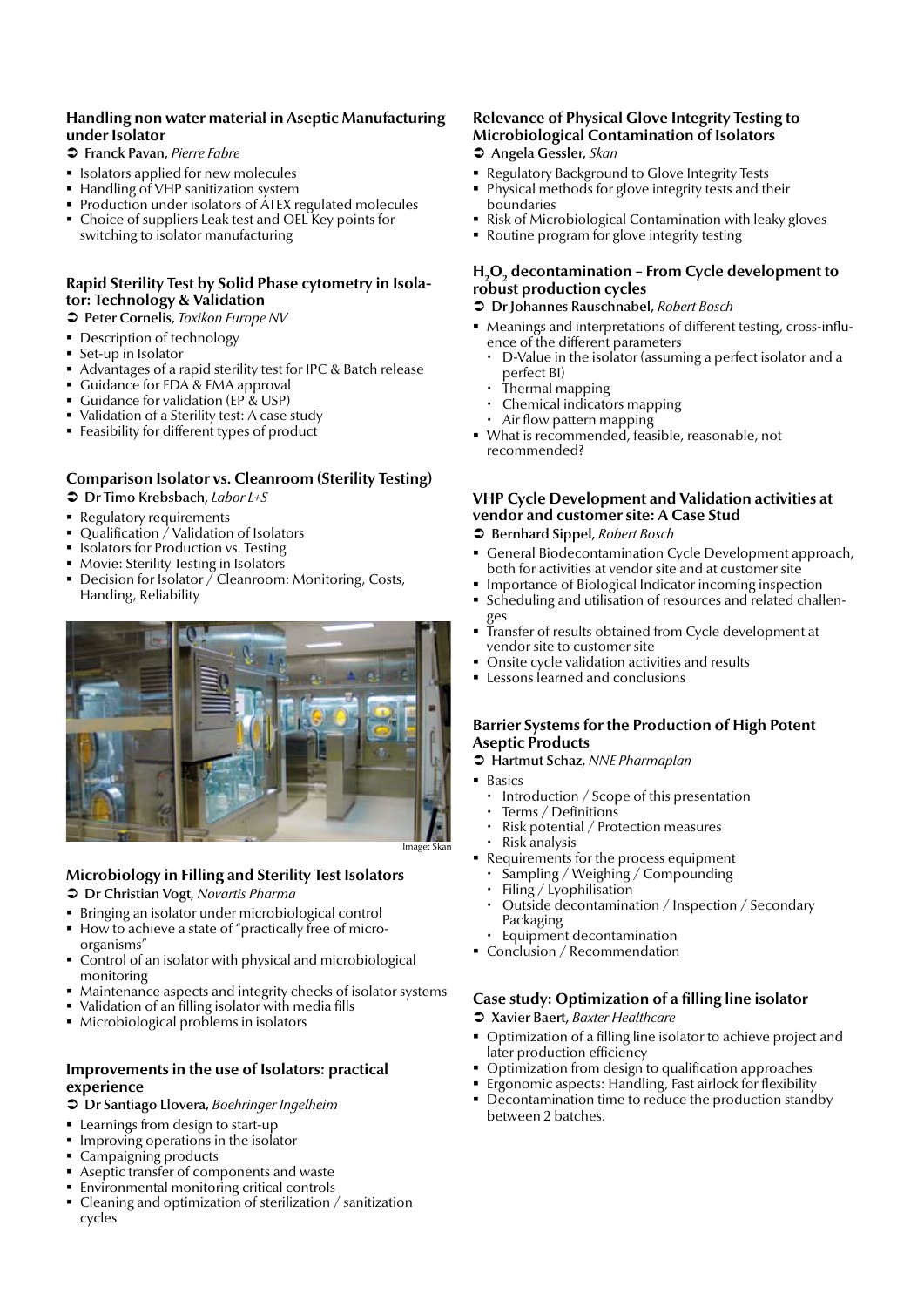### Handling non water material in Aseptic Manufacturing under Isolator

➲ **Franck Pavan**, *Pierre Fabre*

- Isolators applied for new molecules
- Handling of VHP sanitization system
- Production under isolators of ATEX regulated molecules
- Choice of suppliers Leak test and OEL Key points for switching to isolator manufacturing

### Rapid Sterility Test by Solid Phase cytometry in Isolator: Technology & Validation

➲ **Peter Cornelis**, *Toxikon Europe NV*

- Description of technology
- Set-up in Isolator
- Advantages of a rapid sterility test for IPC & Batch release
- Guidance for FDA & EMA approval
- Guidance for validation (EP & USP)
- Validation of a Sterility test: A case study
- Feasibility for different types of product

### Comparison Isolator vs. Cleanroom (Sterility Testing)

➲ **Dr Timo Krebsbach**, *Labor L+S*

- Regulatory requirements
- Qualification / Validation of Isolators
- Isolators for Production vs. Testing
- Movie: Sterility Testing in Isolators
- Decision for Isolator / Cleanroom: Monitoring, Costs, Handing, Reliability

Image: Skan

### Microbiology in Filling and Sterility Test Isolators

➲ **Dr Christian Vogt**, *Novartis Pharma*

- Bringing an isolator under microbiological control
- How to achieve a state of "practically free of micro-organisms"
- Control of an isolator with physical and microbiological monitoring
- Maintenance aspects and integrity checks of isolator systems
- Validation of an filling isolator with media fills
- Microbiological problems in isolators

### Improvements in the use of Isolators: practical experience

➲ **Dr Santiago Llovera**, *Boehringer Ingelheim*

- Learnings from design to start-up
- Improving operations in the isolator
- Campaigning products
- Aseptic transfer of components and waste
- Environmental monitoring critical controls
- Cleaning and optimization of sterilization / sanitization cycles

### Relevance of Physical Glove Integrity Testing to Microbiological Contamination of Isolators

➲ **Angela Gessler**, *Skan*

- Regulatory Background to Glove Integrity Tests
- Physical methods for glove integrity tests and their boundaries
- Risk of Microbiological Contamination with leaky gloves
- Routine program for glove integrity testing

### $H_2O_2$ decontamination – From Cycle development to robust production cycles

➲ **Dr Johannes Rauschnabel**, *Robert Bosch*

- Meanings and interpretations of different testing, cross-influence of the different parameters
  - D-Value in the isolator (assuming a perfect isolator and a perfect BI)
  - Thermal mapping
  - Chemical indicators mapping
  - Air flow pattern mapping
- What is recommended, feasible, reasonable, not recommended?

### VHP Cycle Development and Validation activities at vendor and customer site: A Case Stud

➲ **Bernhard Sippel**, *Robert Bosch*

- General Biodecontamination Cycle Development approach, both for activities at vendor site and at customer site
- Importance of Biological Indicator incoming inspection
- Scheduling and utilisation of resources and related challenges
- Transfer of results obtained from Cycle development at vendor site to customer site
- Onsite cycle validation activities and results
- Lessons learned and conclusions

### Barrier Systems for the Production of High Potent Aseptic Products

➲ **Hartmut Schaz**, *NNE Pharmaplan*

- Basics
  - Introduction / Scope of this presentation
  - Terms / Definitions
  - Risk potential / Protection measures
  - Risk analysis
- Requirements for the process equipment
  - Sampling / Weighing / Compounding
  - Filing / Lyophilisation
  - Outside decontamination / Inspection / Secondary Packaging
  - Equipment decontamination
- Conclusion / Recommendation

### Case study: Optimization of a filling line isolator

➲ **Xavier Baert**, *Baxter Healthcare*

- Optimization of a filling line isolator to achieve project and later production efficiency
- Optimization from design to qualification approaches
- Ergonomic aspects: Handling, Fast airlock for flexibility
- Decontamination time to reduce the production standby between 2 batches.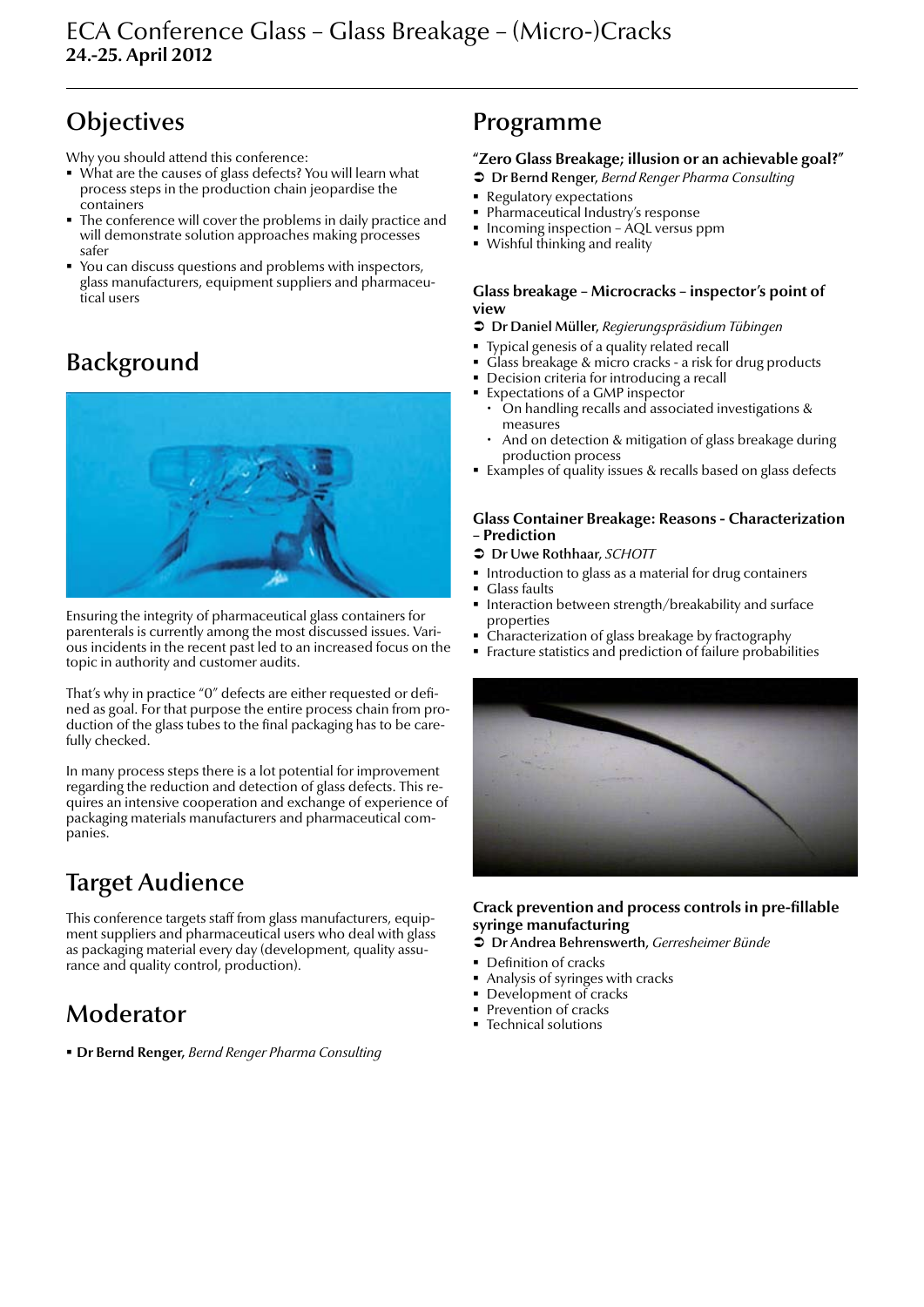# ECA Conference Glass – Glass Breakage – (Micro-)Cracks

**24.-25. April 2012**

## Objectives

Why you should attend this conference:

- What are the causes of glass defects? You will learn what process steps in the production chain jeopardise the containers
- The conference will cover the problems in daily practice and will demonstrate solution approaches making processes safer
- You can discuss questions and problems with inspectors, glass manufacturers, equipment suppliers and pharmaceutical users

## Background

Ensuring the integrity of pharmaceutical glass containers for parenterals is currently among the most discussed issues. Various incidents in the recent past led to an increased focus on the topic in authority and customer audits.

That's why in practice "0" defects are either requested or defined as goal. For that purpose the entire process chain from production of the glass tubes to the final packaging has to be carefully checked.

In many process steps there is a lot potential for improvement regarding the reduction and detection of glass defects. This requires an intensive cooperation and exchange of experience of packaging materials manufacturers and pharmaceutical companies.

## Target Audience

This conference targets staff from glass manufacturers, equipment suppliers and pharmaceutical users who deal with glass as packaging material every day (development, quality assurance and quality control, production).

## Moderator

- **Dr Bernd Renger**, *Bernd Renger Pharma Consulting*

## Programme

### "Zero Glass Breakage; illusion or an achievable goal?"

➲ **Dr Bernd Renger**, *Bernd Renger Pharma Consulting*

- Regulatory expectations
- Pharmaceutical Industry's response
- Incoming inspection – AQL versus ppm
- Wishful thinking and reality

### Glass breakage – Microcracks – inspector's point of view

➲ **Dr Daniel Müller**, *Regierungspräsidium Tübingen*

- Typical genesis of a quality related recall
- Glass breakage & micro cracks - a risk for drug products
- Decision criteria for introducing a recall
- Expectations of a GMP inspector
  - On handling recalls and associated investigations & measures
  - And on detection & mitigation of glass breakage during production process
- Examples of quality issues & recalls based on glass defects

### Glass Container Breakage: Reasons - Characterization – Prediction

➲ **Dr Uwe Rothhaar**, *SCHOTT*

- Introduction to glass as a material for drug containers
- Glass faults
- Interaction between strength/breakability and surface properties
- Characterization of glass breakage by fractography
- Fracture statistics and prediction of failure probabilities

### Crack prevention and process controls in pre-fillable syringe manufacturing

➲ **Dr Andrea Behrenswerth**, *Gerresheimer Bünde*

- Definition of cracks
- Analysis of syringes with cracks
- Development of cracks
- Prevention of cracks
- Technical solutions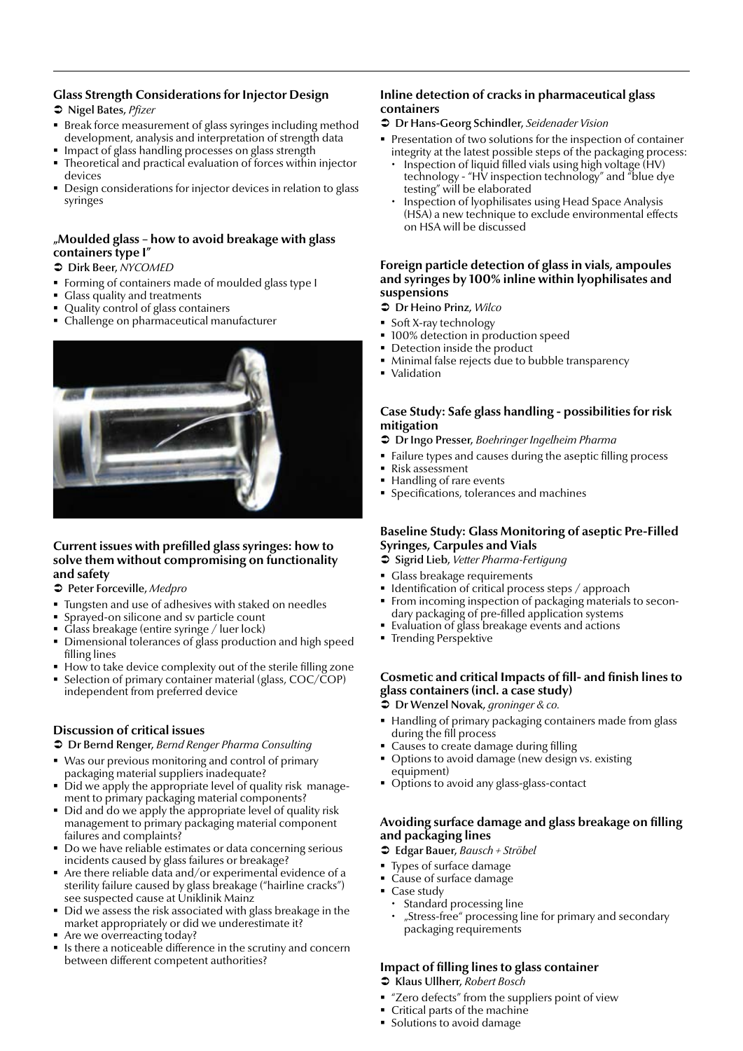### Glass Strength Considerations for Injector Design

➲ **Nigel Bates**, *Pfizer*

- Break force measurement of glass syringes including method development, analysis and interpretation of strength data
- Impact of glass handling processes on glass strength
- Theoretical and practical evaluation of forces within injector devices
- Design considerations for injector devices in relation to glass syringes

### „Moulded glass – how to avoid breakage with glass containers type I"

➲ **Dirk Beer**, *NYCOMED*

- Forming of containers made of moulded glass type I
- Glass quality and treatments
- Quality control of glass containers
- Challenge on pharmaceutical manufacturer

### Current issues with prefilled glass syringes: how to solve them without compromising on functionality and safety

➲ **Peter Forceville**, *Medpro*

- Tungsten and use of adhesives with staked on needles
- Sprayed-on silicone and sv particle count
- Glass breakage (entire syringe / luer lock)
- Dimensional tolerances of glass production and high speed filling lines
- How to take device complexity out of the sterile filling zone
- Selection of primary container material (glass, COC/COP) independent from preferred device

### Discussion of critical issues

➲ **Dr Bernd Renger**, *Bernd Renger Pharma Consulting*

- Was our previous monitoring and control of primary packaging material suppliers inadequate?
- Did we apply the appropriate level of quality risk management to primary packaging material components?
- Did and do we apply the appropriate level of quality risk management to primary packaging material component failures and complaints?
- Do we have reliable estimates or data concerning serious incidents caused by glass failures or breakage?
- Are there reliable data and/or experimental evidence of a sterility failure caused by glass breakage ("hairline cracks") see suspected cause at Uniklinik Mainz
- Did we assess the risk associated with glass breakage in the market appropriately or did we underestimate it?
- Are we overreacting today?
- Is there a noticeable difference in the scrutiny and concern between different competent authorities?

### Inline detection of cracks in pharmaceutical glass containers

➲ **Dr Hans-Georg Schindler**, *Seidenader Vision*

- Presentation of two solutions for the inspection of container integrity at the latest possible steps of the packaging process:
  - Inspection of liquid filled vials using high voltage (HV) technology - "HV inspection technology" and "blue dye testing" will be elaborated
  - Inspection of lyophilisates using Head Space Analysis (HSA) a new technique to exclude environmental effects on HSA will be discussed

### Foreign particle detection of glass in vials, ampoules and syringes by 100% inline within lyophilisates and suspensions

➲ **Dr Heino Prinz**, *Wilco*

- Soft X-ray technology
- 100% detection in production speed
- Detection inside the product
- Minimal false rejects due to bubble transparency
- Validation

### Case Study: Safe glass handling - possibilities for risk mitigation

➲ **Dr Ingo Presser**, *Boehringer Ingelheim Pharma*

- Failure types and causes during the aseptic filling process
- Risk assessment
- Handling of rare events
- Specifications, tolerances and machines

### Baseline Study: Glass Monitoring of aseptic Pre-Filled Syringes, Carpules and Vials

➲ **Sigrid Lieb**, *Vetter Pharma-Fertigung*

- Glass breakage requirements
- Identification of critical process steps / approach
- From incoming inspection of packaging materials to secondary packaging of pre-filled application systems
- Evaluation of glass breakage events and actions
- Trending Perspektive

### Cosmetic and critical Impacts of fill- and finish lines to glass containers (incl. a case study)

➲ **Dr Wenzel Novak**, *groninger & co.*

- Handling of primary packaging containers made from glass during the fill process
- Causes to create damage during filling
- Options to avoid damage (new design vs. existing equipment)
- Options to avoid any glass-glass-contact

### Avoiding surface damage and glass breakage on filling and packaging lines

➲ **Edgar Bauer**, *Bausch + Ströbel*

- Types of surface damage
- Cause of surface damage
- Case study
  - Standard processing line
  - „Stress-free" processing line for primary and secondary packaging requirements

### Impact of filling lines to glass container

➲ **Klaus Ullherr**, *Robert Bosch*

- "Zero defects" from the suppliers point of view
- Critical parts of the machine
- Solutions to avoid damage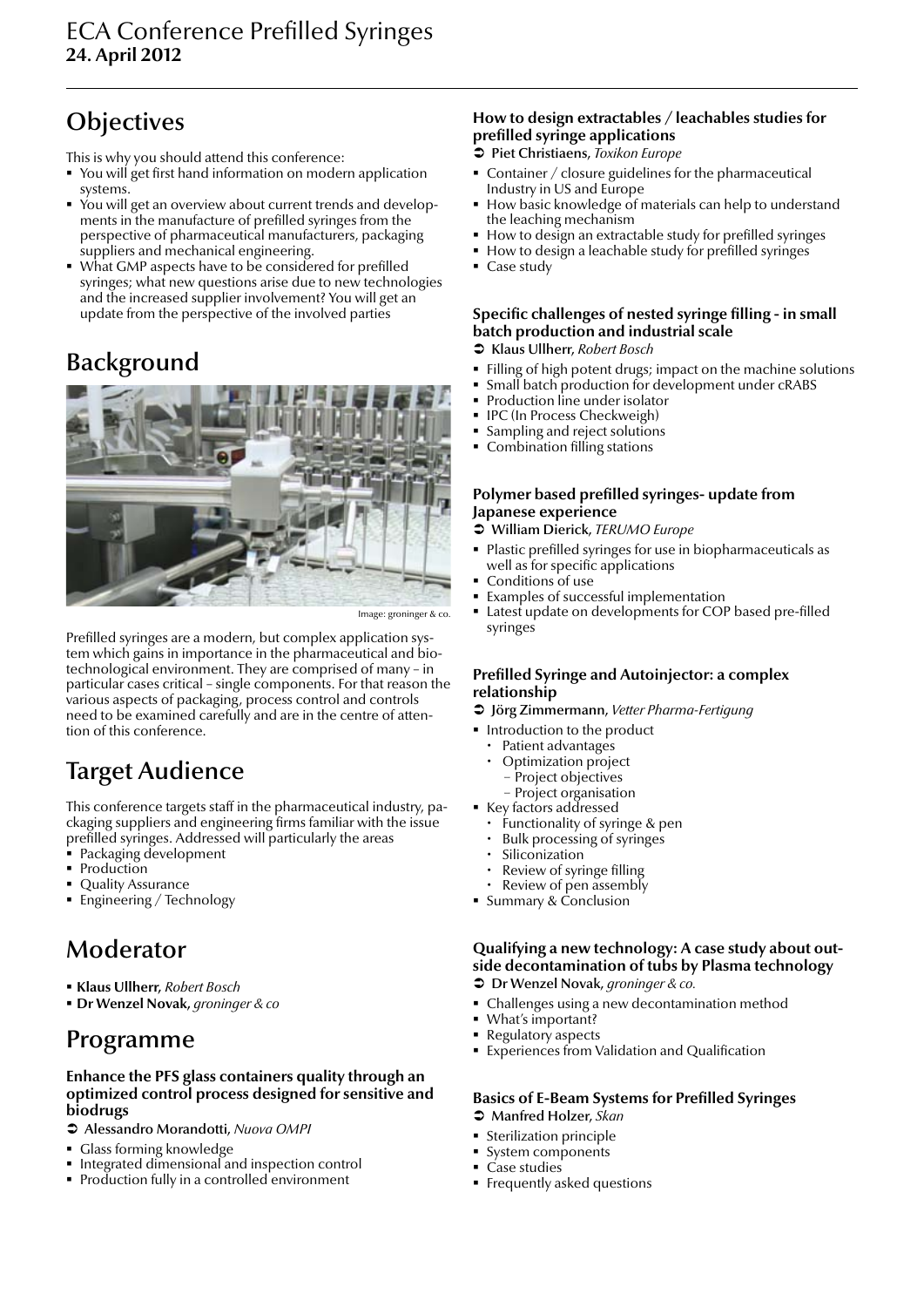# ECA Conference Prefilled Syringes
**24. April 2012**

## Objectives

This is why you should attend this conference:

- You will get first hand information on modern application systems.
- You will get an overview about current trends and developments in the manufacture of prefilled syringes from the perspective of pharmaceutical manufacturers, packaging suppliers and mechanical engineering.
- What GMP aspects have to be considered for prefilled syringes; what new questions arise due to new technologies and the increased supplier involvement? You will get an update from the perspective of the involved parties

## Background

Image: groninger & co.

Prefilled syringes are a modern, but complex application system which gains in importance in the pharmaceutical and biotechnological environment. They are comprised of many – in particular cases critical – single components. For that reason the various aspects of packaging, process control and controls need to be examined carefully and are in the centre of attention of this conference.

## Target Audience

This conference targets staff in the pharmaceutical industry, packaging suppliers and engineering firms familiar with the issue prefilled syringes. Addressed will particularly the areas

- Packaging development
- Production
- Quality Assurance
- Engineering / Technology

## Moderator

- **Klaus Ullherr,** *Robert Bosch*
- **Dr Wenzel Novak,** *groninger & co*

## Programme

### Enhance the PFS glass containers quality through an optimized control process designed for sensitive and biodrugs

➲ **Alessandro Morandotti,** *Nuova OMPI*

- Glass forming knowledge
- Integrated dimensional and inspection control
- Production fully in a controlled environment

### How to design extractables / leachables studies for prefilled syringe applications

➲ **Piet Christiaens,** *Toxikon Europe*

- Container / closure guidelines for the pharmaceutical Industry in US and Europe
- How basic knowledge of materials can help to understand the leaching mechanism
- How to design an extractable study for prefilled syringes
- How to design a leachable study for prefilled syringes
- Case study

### Specific challenges of nested syringe filling - in small batch production and industrial scale

➲ **Klaus Ullherr,** *Robert Bosch*

- Filling of high potent drugs; impact on the machine solutions
- Small batch production for development under cRABS
- Production line under isolator
- IPC (In Process Checkweigh)
- Sampling and reject solutions
- Combination filling stations

### Polymer based prefilled syringes- update from Japanese experience

➲ **William Dierick,** *TERUMO Europe*

- Plastic prefilled syringes for use in biopharmaceuticals as well as for specific applications
- Conditions of use
- Examples of successful implementation
- Latest update on developments for COP based pre-filled syringes

### Prefilled Syringe and Autoinjector: a complex relationship

➲ **Jörg Zimmermann,** *Vetter Pharma-Fertigung*

- Introduction to the product
  - Patient advantages
  - Optimization project
    - Project objectives
    - Project organisation
- Key factors addressed
  - Functionality of syringe & pen
  - Bulk processing of syringes
  - Siliconization
  - Review of syringe filling
  - Review of pen assembly
- Summary & Conclusion

### Qualifying a new technology: A case study about outside decontamination of tubs by Plasma technology

➲ **Dr Wenzel Novak,** *groninger & co.*

- Challenges using a new decontamination method
- What's important?
- Regulatory aspects
- Experiences from Validation and Qualification

### Basics of E-Beam Systems for Prefilled Syringes

➲ **Manfred Holzer,** *Skan*

- Sterilization principle
- System components
- Case studies
- Frequently asked questions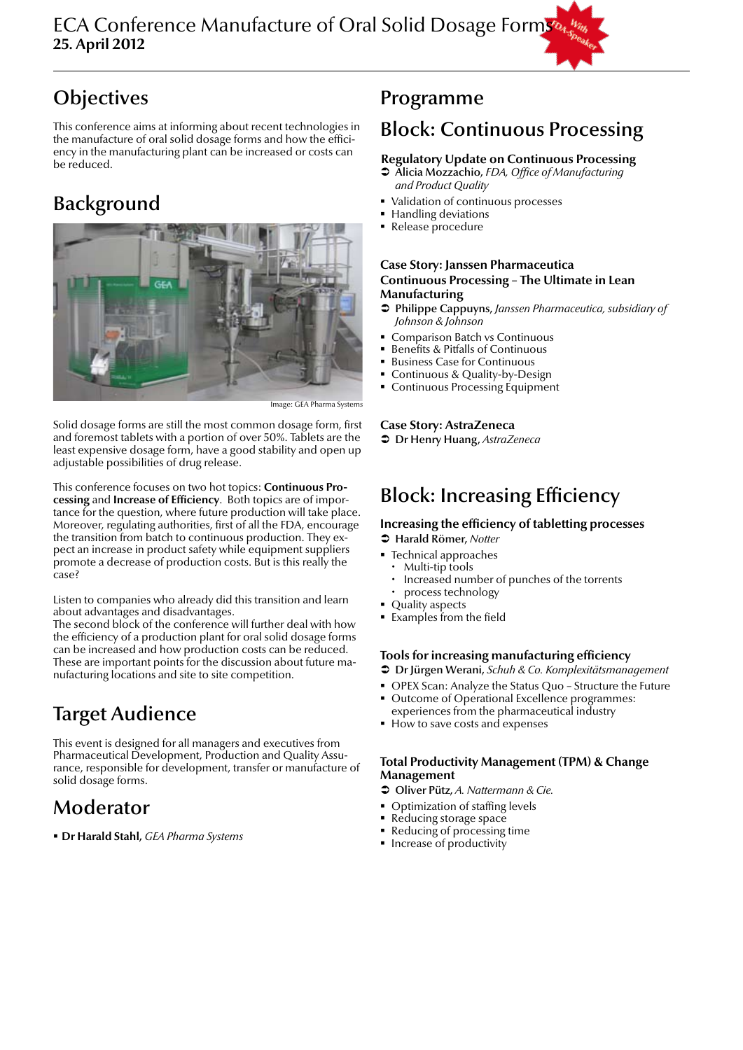# ECA Conference Manufacture of Oral Solid Dosage Forms

**25. April 2012**

With FDA-Speaker

## Objectives

This conference aims at informing about recent technologies in the manufacture of oral solid dosage forms and how the efficiency in the manufacturing plant can be increased or costs can be reduced.

## Background

Image: GEA Pharma Systems

Solid dosage forms are still the most common dosage form, first and foremost tablets with a portion of over 50%. Tablets are the least expensive dosage form, have a good stability and open up adjustable possibilities of drug release.

This conference focuses on two hot topics: **Continuous Processing** and **Increase of Efficiency**. Both topics are of importance for the question, where future production will take place. Moreover, regulating authorities, first of all the FDA, encourage the transition from batch to continuous production. They expect an increase in product safety while equipment suppliers promote a decrease of production costs. But is this really the case?

Listen to companies who already did this transition and learn about advantages and disadvantages.
The second block of the conference will further deal with how the efficiency of a production plant for oral solid dosage forms can be increased and how production costs can be reduced. These are important points for the discussion about future manufacturing locations and site to site competition.

## Target Audience

This event is designed for all managers and executives from Pharmaceutical Development, Production and Quality Assurance, responsible for development, transfer or manufacture of solid dosage forms.

## Moderator

- **Dr Harald Stahl**, *GEA Pharma Systems*

## Programme

## Block: Continuous Processing

### Regulatory Update on Continuous Processing

➲ **Alicia Mozzachio**, *FDA, Office of Manufacturing and Product Quality*

- Validation of continuous processes
- Handling deviations
- Release procedure

### Case Story: Janssen Pharmaceutica Continuous Processing – The Ultimate in Lean Manufacturing

➲ **Philippe Cappuyns**, *Janssen Pharmaceutica, subsidiary of Johnson & Johnson*

- Comparison Batch vs Continuous
- Benefits & Pitfalls of Continuous
- Business Case for Continuous
- Continuous & Quality-by-Design
- Continuous Processing Equipment

### Case Story: AstraZeneca

➲ **Dr Henry Huang**, *AstraZeneca*

## Block: Increasing Efficiency

### Increasing the efficiency of tabletting processes

➲ **Harald Römer**, *Notter*

- Technical approaches
  - Multi-tip tools
  - Increased number of punches of the torrents
  - process technology
- Quality aspects
- Examples from the field

### Tools for increasing manufacturing efficiency

➲ **Dr Jürgen Werani**, *Schuh & Co. Komplexitätsmanagement*

- OPEX Scan: Analyze the Status Quo – Structure the Future
- Outcome of Operational Excellence programmes: experiences from the pharmaceutical industry
- How to save costs and expenses

### Total Productivity Management (TPM) & Change Management

➲ **Oliver Pütz**, *A. Nattermann & Cie.*

- Optimization of staffing levels
- Reducing storage space
- Reducing of processing time
- Increase of productivity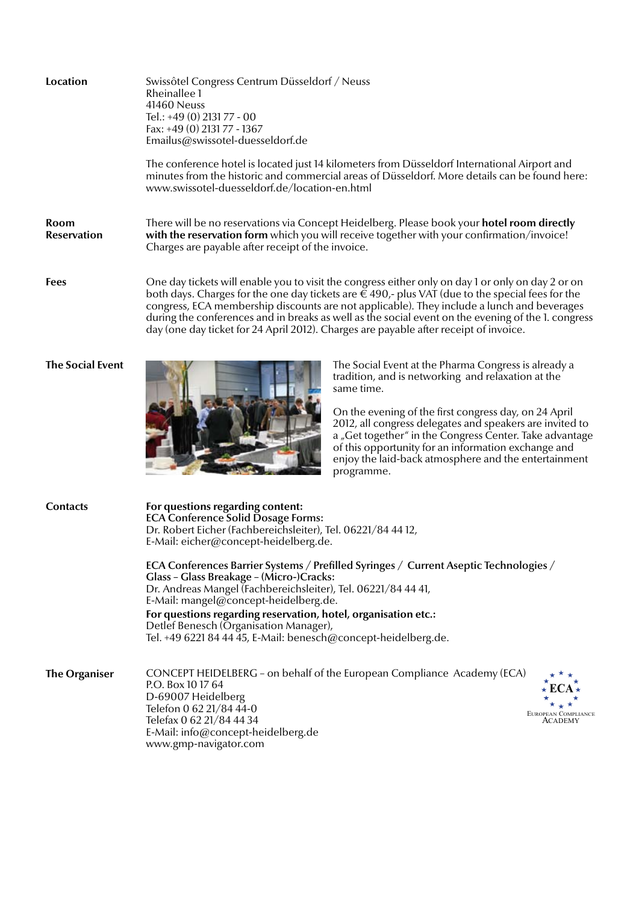**Location**

Swissôtel Congress Centrum Düsseldorf / Neuss
Rheinallee 1
41460 Neuss
Tel.: +49 (0) 2131 77 - 00
Fax: +49 (0) 2131 77 - 1367
Emailus@swissotel-duesseldorf.de

The conference hotel is located just 14 kilometers from Düsseldorf International Airport and minutes from the historic and commercial areas of Düsseldorf. More details can be found here: www.swissotel-duesseldorf.de/location-en.html

**Room Reservation**

There will be no reservations via Concept Heidelberg. Please book your **hotel room directly with the reservation form** which you will receive together with your confirmation/invoice! Charges are payable after receipt of the invoice.

**Fees**

One day tickets will enable you to visit the congress either only on day 1 or only on day 2 or on both days. Charges for the one day tickets are € 490,- plus VAT (due to the special fees for the congress, ECA membership discounts are not applicable). They include a lunch and beverages during the conferences and in breaks as well as the social event on the evening of the 1. congress day (one day ticket for 24 April 2012). Charges are payable after receipt of invoice.

**The Social Event**

The Social Event at the Pharma Congress is already a tradition, and is networking and relaxation at the same time.

On the evening of the first congress day, on 24 April 2012, all congress delegates and speakers are invited to a „Get together" in the Congress Center. Take advantage of this opportunity for an information exchange and enjoy the laid-back atmosphere and the entertainment programme.

**Contacts**

**For questions regarding content:**
**ECA Conference Solid Dosage Forms:**
Dr. Robert Eicher (Fachbereichsleiter), Tel. 06221/84 44 12,
E-Mail: eicher@concept-heidelberg.de.

**ECA Conferences Barrier Systems / Prefilled Syringes / Current Aseptic Technologies / Glass – Glass Breakage – (Micro-)Cracks:**
Dr. Andreas Mangel (Fachbereichsleiter), Tel. 06221/84 44 41,
E-Mail: mangel@concept-heidelberg.de.

**For questions regarding reservation, hotel, organisation etc.:**
Detlef Benesch (Organisation Manager),
Tel. +49 6221 84 44 45, E-Mail: benesch@concept-heidelberg.de.

**The Organiser**

CONCEPT HEIDELBERG – on behalf of the European Compliance Academy (ECA)
P.O. Box 10 17 64
D-69007 Heidelberg
Telefon 0 62 21/84 44-0
Telefax 0 62 21/84 44 34
E-Mail: info@concept-heidelberg.de
www.gmp-navigator.com

ECA
European Compliance Academy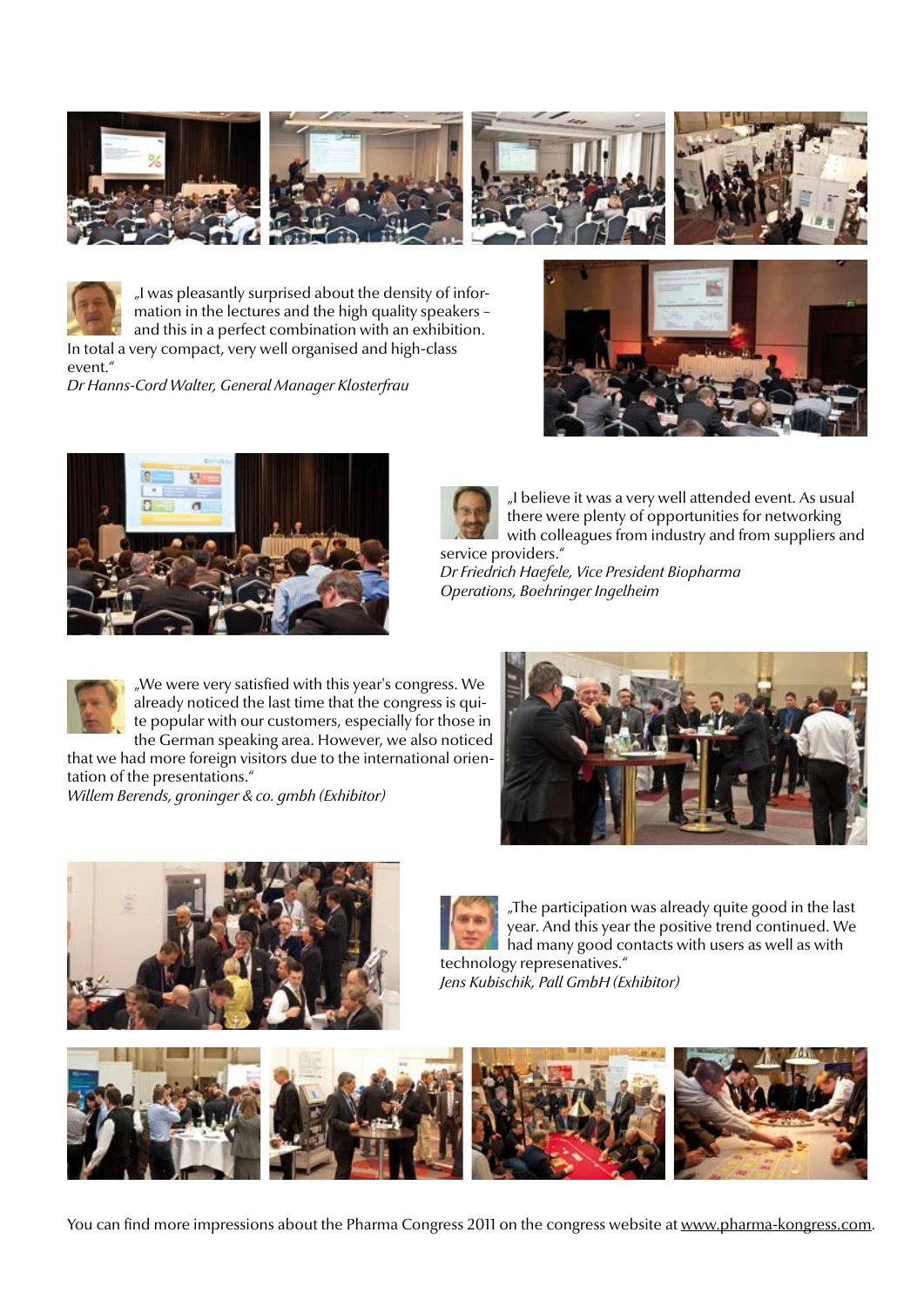„I was pleasantly surprised about the density of information in the lectures and the high quality speakers – and this in a perfect combination with an exhibition. In total a very compact, very well organised and high-class event."
*Dr Hanns-Cord Walter, General Manager Klosterfrau*

„I believe it was a very well attended event. As usual there were plenty of opportunities for networking with colleagues from industry and from suppliers and service providers."
*Dr Friedrich Haefele, Vice President Biopharma Operations, Boehringer Ingelheim*

„We were very satisfied with this year's congress. We already noticed the last time that the congress is quite popular with our customers, especially for those in the German speaking area. However, we also noticed that we had more foreign visitors due to the international orientation of the presentations."
*Willem Berends, groninger & co. gmbh (Exhibitor)*

„The participation was already quite good in the last year. And this year the positive trend continued. We had many good contacts with users as well as with technology represenatives."
*Jens Kubischik, Pall GmbH (Exhibitor)*

You can find more impressions about the Pharma Congress 2011 on the congress website at www.pharma-kongress.com.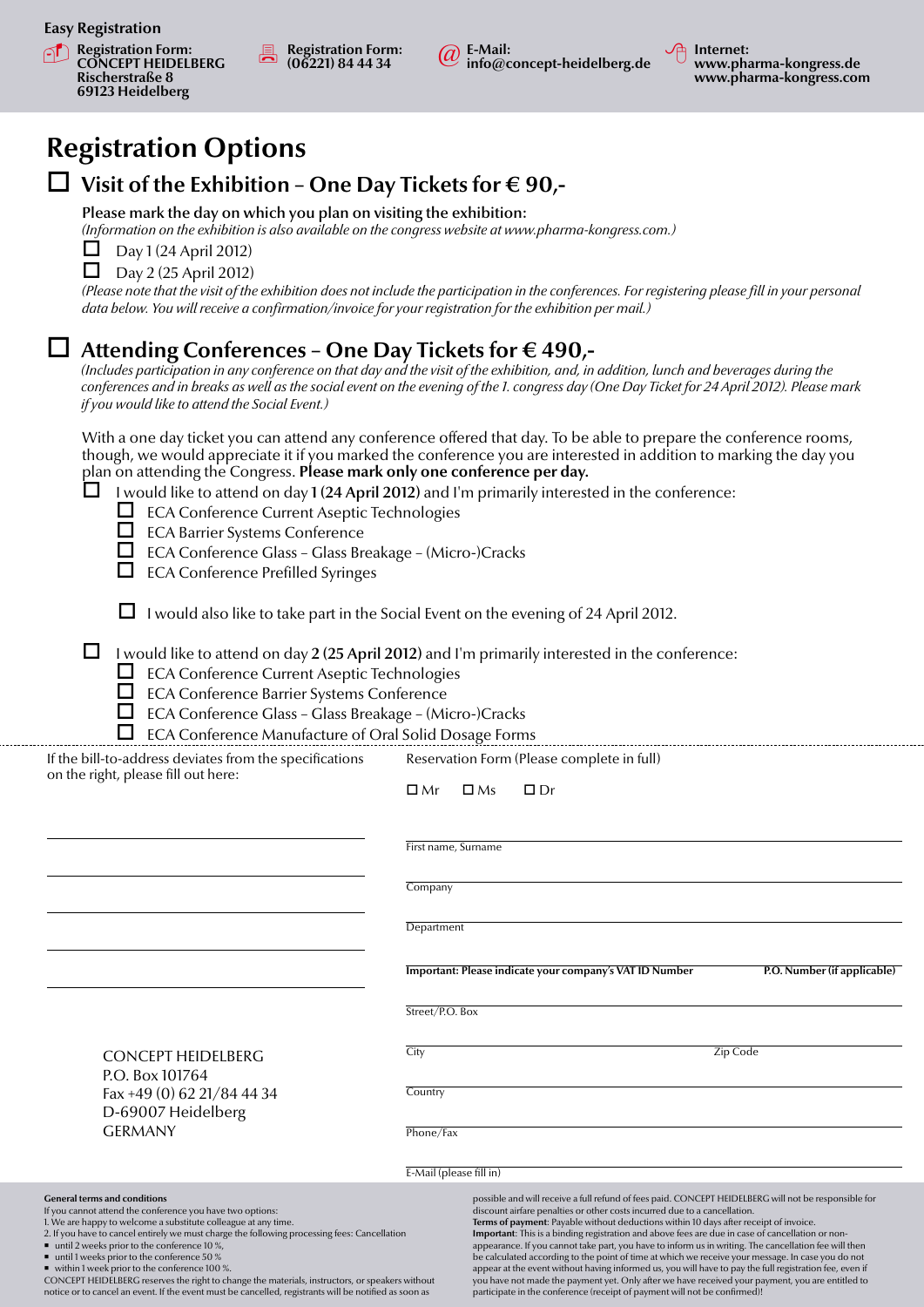**Easy Registration**

Registration Form: CONCEPT HEIDELBERG Rischerstraße 8 69123 Heidelberg

Registration Form: (06221) 84 44 34

E-Mail: info@concept-heidelberg.de

Internet: www.pharma-kongress.de www.pharma-kongress.com

# Registration Options

## ☐ Visit of the Exhibition – One Day Tickets for € 90,-

Please mark the day on which you plan on visiting the exhibition:
*(Information on the exhibition is also available on the congress website at www.pharma-kongress.com.)*

- ☐ Day 1 (24 April 2012)
- ☐ Day 2 (25 April 2012)

*(Please note that the visit of the exhibition does not include the participation in the conferences. For registering please fill in your personal data below. You will receive a confirmation/invoice for your registration for the exhibition per mail.)*

## ☐ Attending Conferences – One Day Tickets for € 490,-

*(Includes participation in any conference on that day and the visit of the exhibition, and, in addition, lunch and beverages during the conferences and in breaks as well as the social event on the evening of the 1. congress day (One Day Ticket for 24 April 2012). Please mark if you would like to attend the Social Event.)*

With a one day ticket you can attend any conference offered that day. To be able to prepare the conference rooms, though, we would appreciate it if you marked the conference you are interested in addition to marking the day you plan on attending the Congress. **Please mark only one conference per day.**

☐ I would like to attend on day **1 (24 April 2012)** and I'm primarily interested in the conference:

- ☐ ECA Conference Current Aseptic Technologies
- ☐ ECA Barrier Systems Conference
- ☐ ECA Conference Glass – Glass Breakage – (Micro-)Cracks
- ☐ ECA Conference Prefilled Syringes

☐ I would also like to take part in the Social Event on the evening of 24 April 2012.

☐ I would like to attend on day **2 (25 April 2012)** and I'm primarily interested in the conference:

- ☐ ECA Conference Current Aseptic Technologies
- ☐ ECA Conference Barrier Systems Conference
- ☐ ECA Conference Glass – Glass Breakage – (Micro-)Cracks
- ☐ ECA Conference Manufacture of Oral Solid Dosage Forms

---

If the bill-to-address deviates from the specifications on the right, please fill out here:

CONCEPT HEIDELBERG
P.O. Box 101764
Fax +49 (0) 62 21/84 44 34
D-69007 Heidelberg
GERMANY

Reservation Form (Please complete in full)

☐ Mr ☐ Ms ☐ Dr

First name, Surname

Company

Department

**Important: Please indicate your company's VAT ID Number** **P.O. Number (if applicable)**

Street/P.O. Box

City Zip Code

Country

Phone/Fax

E-Mail (please fill in)

**General terms and conditions**

If you cannot attend the conference you have two options:
1. We are happy to welcome a substitute colleague at any time.
2. If you have to cancel entirely we must charge the following processing fees: Cancellation

- until 2 weeks prior to the conference 10 %,
- until 1 weeks prior to the conference 50 %
- within 1 week prior to the conference 100 %.

CONCEPT HEIDELBERG reserves the right to change the materials, instructors, or speakers without notice or to cancel an event. If the event must be cancelled, registrants will be notified as soon as possible and will receive a full refund of fees paid. CONCEPT HEIDELBERG will not be responsible for discount airfare penalties or other costs incurred due to a cancellation.

**Terms of payment**: Payable without deductions within 10 days after receipt of invoice.

**Important**: This is a binding registration and above fees are due in case of cancellation or non-appearance. If you cannot take part, you have to inform us in writing. The cancellation fee will then be calculated according to the point of time at which we receive your message. In case you do not appear at the event without having informed us, you will have to pay the full registration fee, even if you have not made the payment yet. Only after we have received your payment, you are entitled to participate in the conference (receipt of payment will not be confirmed)!